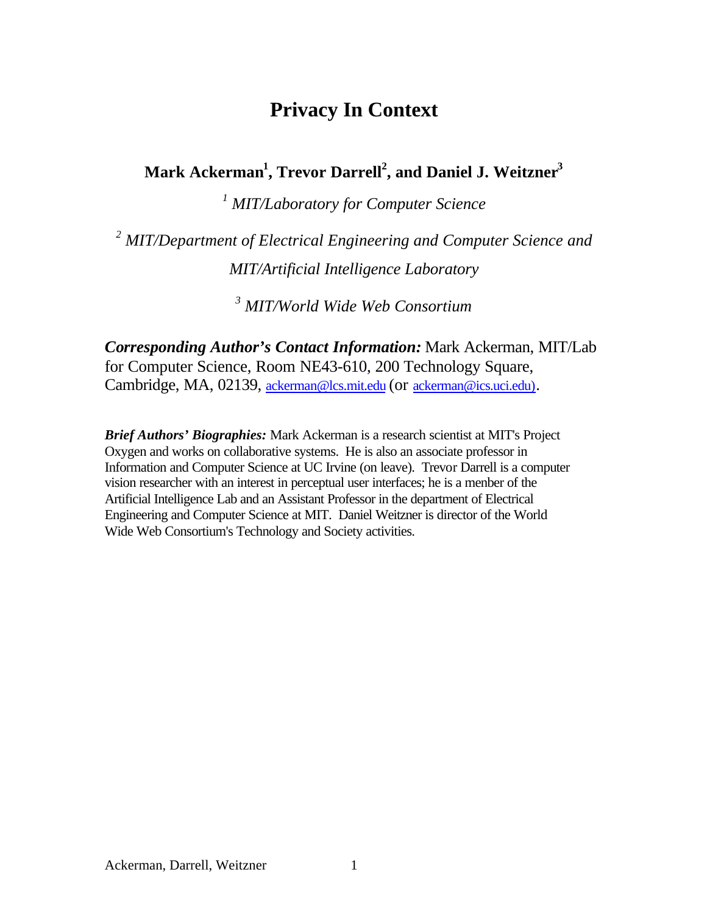# Privacy In Context

**Mark Ackerman[1], Trevor Darrell[2], and Daniel J. Weitzner[3]**

*[1] MIT/Laboratory for Computer Science*

*[2] MIT/Department of Electrical Engineering and Computer Science and MIT/Artificial Intelligence Laboratory*

*[3] MIT/World Wide Web Consortium*

***Corresponding Author's Contact Information:*** Mark Ackerman, MIT/Lab for Computer Science, Room NE43-610, 200 Technology Square, Cambridge, MA, 02139, ackerman@lcs.mit.edu (or ackerman@ics.uci.edu).

***Brief Authors' Biographies:*** Mark Ackerman is a research scientist at MIT's Project Oxygen and works on collaborative systems. He is also an associate professor in Information and Computer Science at UC Irvine (on leave). Trevor Darrell is a computer vision researcher with an interest in perceptual user interfaces; he is a menber of the Artificial Intelligence Lab and an Assistant Professor in the department of Electrical Engineering and Computer Science at MIT. Daniel Weitzner is director of the World Wide Web Consortium's Technology and Society activities.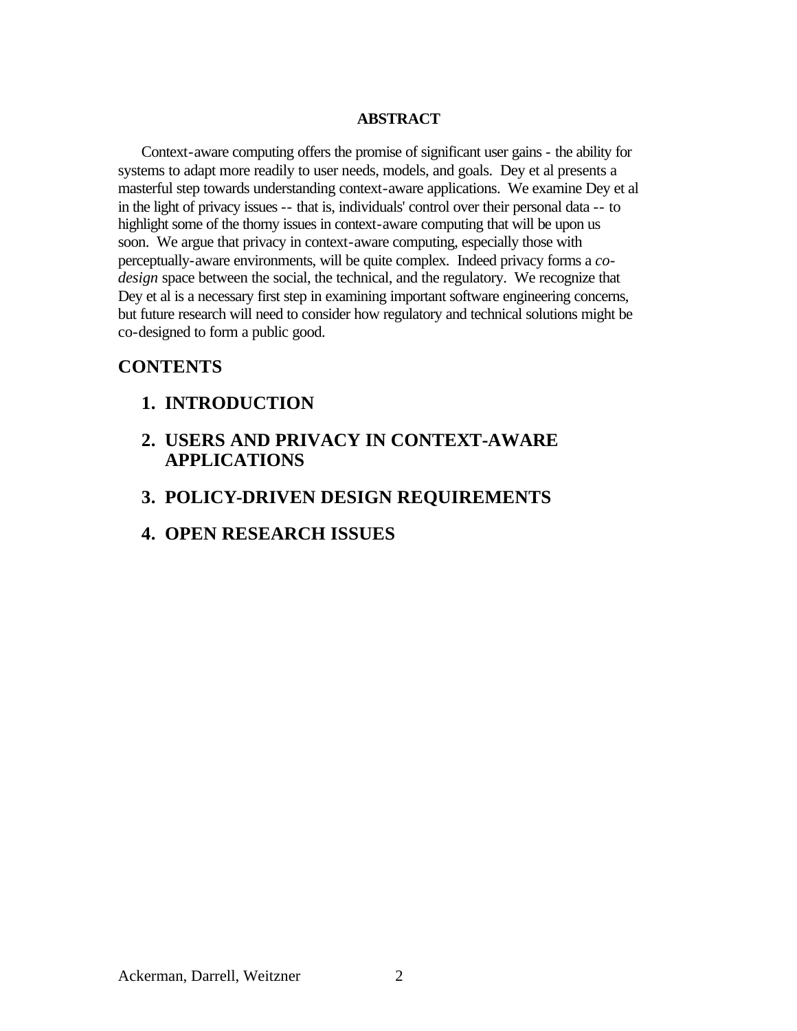**ABSTRACT**

Context-aware computing offers the promise of significant user gains - the ability for systems to adapt more readily to user needs, models, and goals. Dey et al presents a masterful step towards understanding context-aware applications. We examine Dey et al in the light of privacy issues -- that is, individuals' control over their personal data -- to highlight some of the thorny issues in context-aware computing that will be upon us soon. We argue that privacy in context-aware computing, especially those with perceptually-aware environments, will be quite complex. Indeed privacy forms a *co-design* space between the social, the technical, and the regulatory. We recognize that Dey et al is a necessary first step in examining important software engineering concerns, but future research will need to consider how regulatory and technical solutions might be co-designed to form a public good.

## CONTENTS

1. **INTRODUCTION**
2. **USERS AND PRIVACY IN CONTEXT-AWARE APPLICATIONS**
3. **POLICY-DRIVEN DESIGN REQUIREMENTS**
4. **OPEN RESEARCH ISSUES**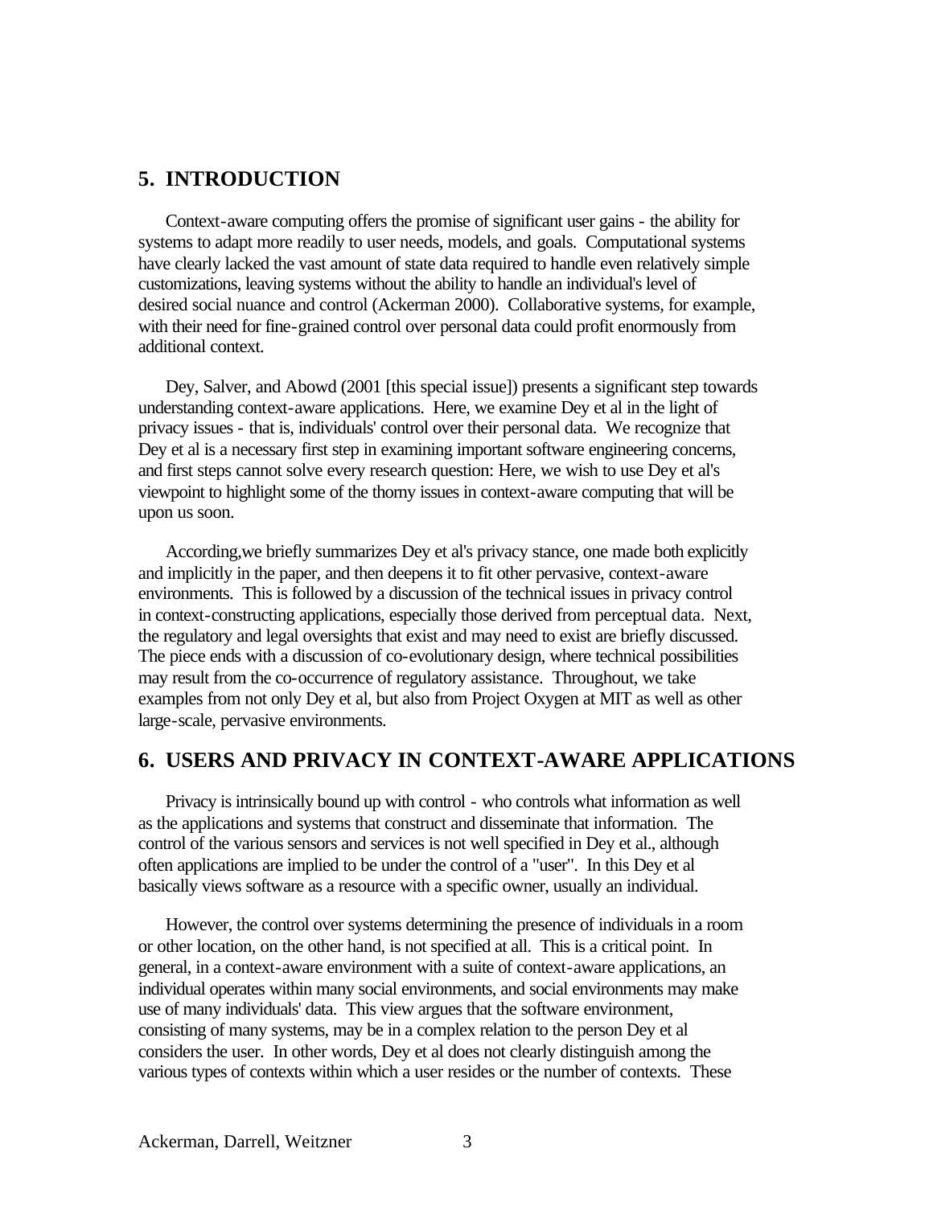## 5. INTRODUCTION

Context-aware computing offers the promise of significant user gains - the ability for systems to adapt more readily to user needs, models, and goals. Computational systems have clearly lacked the vast amount of state data required to handle even relatively simple customizations, leaving systems without the ability to handle an individual's level of desired social nuance and control (Ackerman 2000). Collaborative systems, for example, with their need for fine-grained control over personal data could profit enormously from additional context.

Dey, Salver, and Abowd (2001 [this special issue]) presents a significant step towards understanding context-aware applications. Here, we examine Dey et al in the light of privacy issues - that is, individuals' control over their personal data. We recognize that Dey et al is a necessary first step in examining important software engineering concerns, and first steps cannot solve every research question: Here, we wish to use Dey et al's viewpoint to highlight some of the thorny issues in context-aware computing that will be upon us soon.

According,we briefly summarizes Dey et al's privacy stance, one made both explicitly and implicitly in the paper, and then deepens it to fit other pervasive, context-aware environments. This is followed by a discussion of the technical issues in privacy control in context-constructing applications, especially those derived from perceptual data. Next, the regulatory and legal oversights that exist and may need to exist are briefly discussed. The piece ends with a discussion of co-evolutionary design, where technical possibilities may result from the co-occurrence of regulatory assistance. Throughout, we take examples from not only Dey et al, but also from Project Oxygen at MIT as well as other large-scale, pervasive environments.

## 6. USERS AND PRIVACY IN CONTEXT-AWARE APPLICATIONS

Privacy is intrinsically bound up with control - who controls what information as well as the applications and systems that construct and disseminate that information. The control of the various sensors and services is not well specified in Dey et al., although often applications are implied to be under the control of a "user". In this Dey et al basically views software as a resource with a specific owner, usually an individual.

However, the control over systems determining the presence of individuals in a room or other location, on the other hand, is not specified at all. This is a critical point. In general, in a context-aware environment with a suite of context-aware applications, an individual operates within many social environments, and social environments may make use of many individuals' data. This view argues that the software environment, consisting of many systems, may be in a complex relation to the person Dey et al considers the user. In other words, Dey et al does not clearly distinguish among the various types of contexts within which a user resides or the number of contexts. These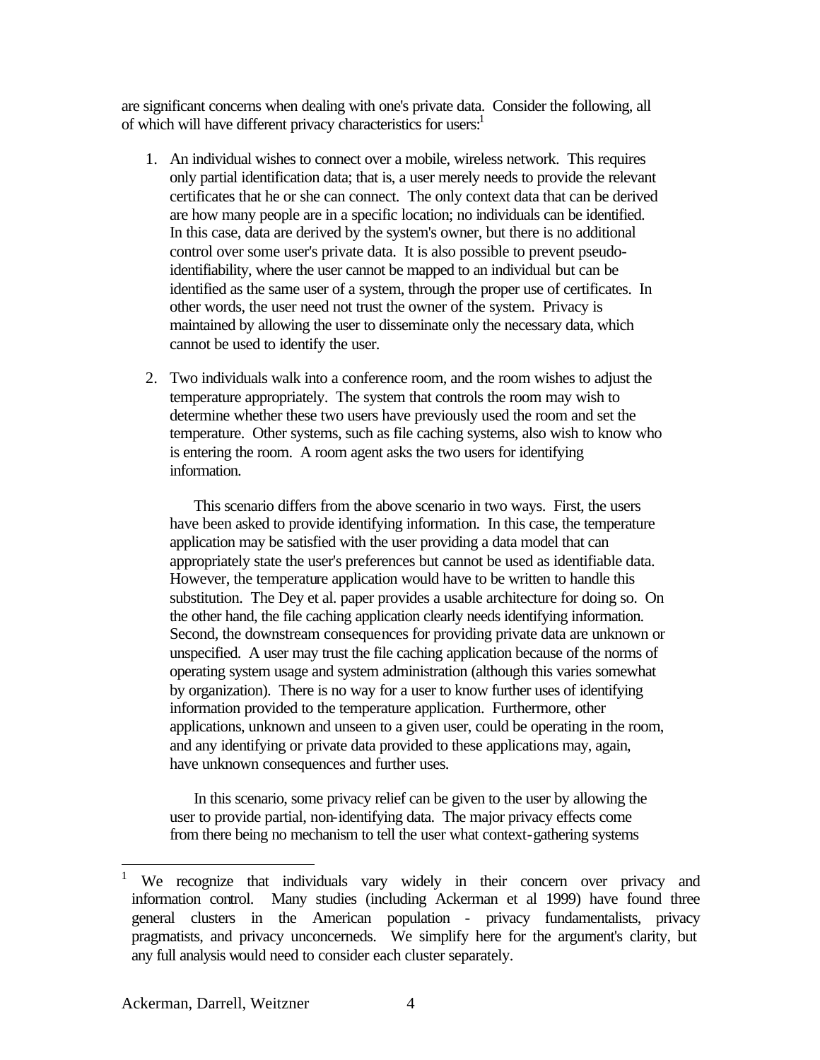are significant concerns when dealing with one's private data. Consider the following, all of which will have different privacy characteristics for users:[1]

1. An individual wishes to connect over a mobile, wireless network. This requires only partial identification data; that is, a user merely needs to provide the relevant certificates that he or she can connect. The only context data that can be derived are how many people are in a specific location; no individuals can be identified. In this case, data are derived by the system's owner, but there is no additional control over some user's private data. It is also possible to prevent pseudo-identifiability, where the user cannot be mapped to an individual but can be identified as the same user of a system, through the proper use of certificates. In other words, the user need not trust the owner of the system. Privacy is maintained by allowing the user to disseminate only the necessary data, which cannot be used to identify the user.

2. Two individuals walk into a conference room, and the room wishes to adjust the temperature appropriately. The system that controls the room may wish to determine whether these two users have previously used the room and set the temperature. Other systems, such as file caching systems, also wish to know who is entering the room. A room agent asks the two users for identifying information.

   This scenario differs from the above scenario in two ways. First, the users have been asked to provide identifying information. In this case, the temperature application may be satisfied with the user providing a data model that can appropriately state the user's preferences but cannot be used as identifiable data. However, the temperature application would have to be written to handle this substitution. The Dey et al. paper provides a usable architecture for doing so. On the other hand, the file caching application clearly needs identifying information. Second, the downstream consequences for providing private data are unknown or unspecified. A user may trust the file caching application because of the norms of operating system usage and system administration (although this varies somewhat by organization). There is no way for a user to know further uses of identifying information provided to the temperature application. Furthermore, other applications, unknown and unseen to a given user, could be operating in the room, and any identifying or private data provided to these applications may, again, have unknown consequences and further uses.

   In this scenario, some privacy relief can be given to the user by allowing the user to provide partial, non-identifying data. The major privacy effects come from there being no mechanism to tell the user what context-gathering systems

---

[1] We recognize that individuals vary widely in their concern over privacy and information control. Many studies (including Ackerman et al 1999) have found three general clusters in the American population - privacy fundamentalists, privacy pragmatists, and privacy unconcerneds. We simplify here for the argument's clarity, but any full analysis would need to consider each cluster separately.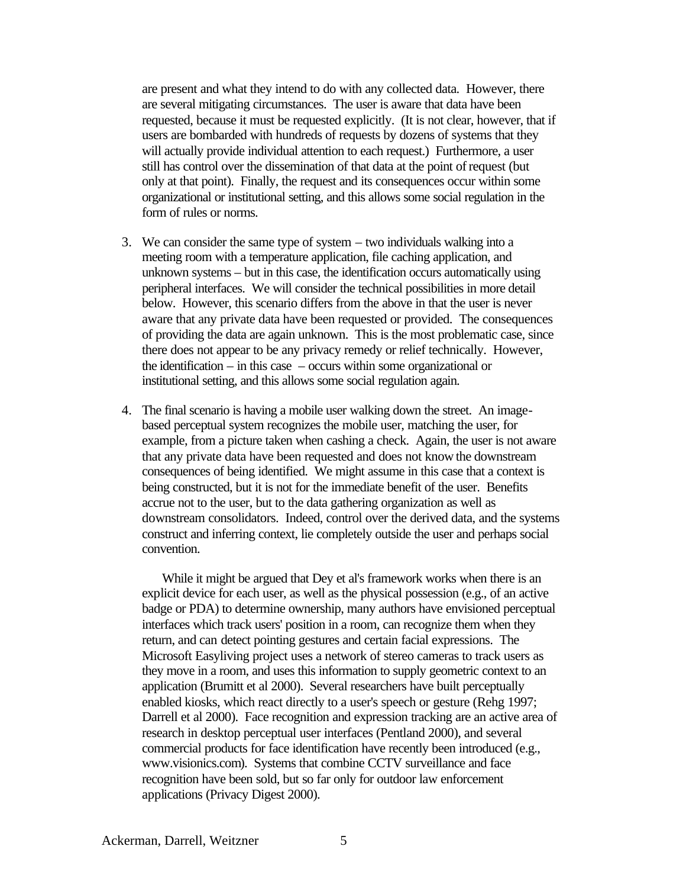are present and what they intend to do with any collected data. However, there are several mitigating circumstances. The user is aware that data have been requested, because it must be requested explicitly. (It is not clear, however, that if users are bombarded with hundreds of requests by dozens of systems that they will actually provide individual attention to each request.) Furthermore, a user still has control over the dissemination of that data at the point of request (but only at that point). Finally, the request and its consequences occur within some organizational or institutional setting, and this allows some social regulation in the form of rules or norms.

3. We can consider the same type of system – two individuals walking into a meeting room with a temperature application, file caching application, and unknown systems – but in this case, the identification occurs automatically using peripheral interfaces. We will consider the technical possibilities in more detail below. However, this scenario differs from the above in that the user is never aware that any private data have been requested or provided. The consequences of providing the data are again unknown. This is the most problematic case, since there does not appear to be any privacy remedy or relief technically. However, the identification – in this case – occurs within some organizational or institutional setting, and this allows some social regulation again.

4. The final scenario is having a mobile user walking down the street. An image-based perceptual system recognizes the mobile user, matching the user, for example, from a picture taken when cashing a check. Again, the user is not aware that any private data have been requested and does not know the downstream consequences of being identified. We might assume in this case that a context is being constructed, but it is not for the immediate benefit of the user. Benefits accrue not to the user, but to the data gathering organization as well as downstream consolidators. Indeed, control over the derived data, and the systems construct and inferring context, lie completely outside the user and perhaps social convention.

While it might be argued that Dey et al's framework works when there is an explicit device for each user, as well as the physical possession (e.g., of an active badge or PDA) to determine ownership, many authors have envisioned perceptual interfaces which track users' position in a room, can recognize them when they return, and can detect pointing gestures and certain facial expressions. The Microsoft Easyliving project uses a network of stereo cameras to track users as they move in a room, and uses this information to supply geometric context to an application (Brumitt et al 2000). Several researchers have built perceptually enabled kiosks, which react directly to a user's speech or gesture (Rehg 1997; Darrell et al 2000). Face recognition and expression tracking are an active area of research in desktop perceptual user interfaces (Pentland 2000), and several commercial products for face identification have recently been introduced (e.g., www.visionics.com). Systems that combine CCTV surveillance and face recognition have been sold, but so far only for outdoor law enforcement applications (Privacy Digest 2000).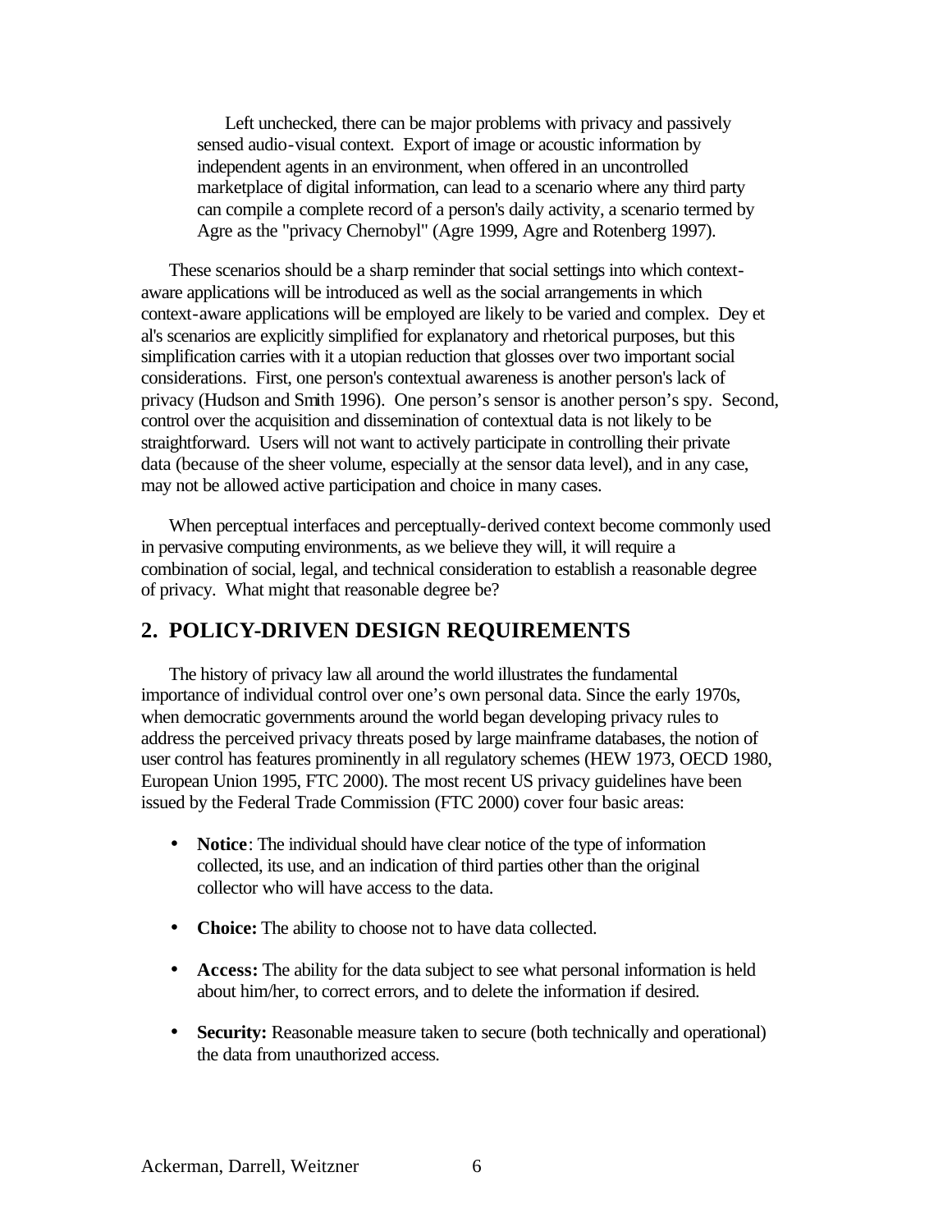Left unchecked, there can be major problems with privacy and passively sensed audio-visual context. Export of image or acoustic information by independent agents in an environment, when offered in an uncontrolled marketplace of digital information, can lead to a scenario where any third party can compile a complete record of a person's daily activity, a scenario termed by Agre as the "privacy Chernobyl" (Agre 1999, Agre and Rotenberg 1997).

These scenarios should be a sharp reminder that social settings into which context-aware applications will be introduced as well as the social arrangements in which context-aware applications will be employed are likely to be varied and complex. Dey et al's scenarios are explicitly simplified for explanatory and rhetorical purposes, but this simplification carries with it a utopian reduction that glosses over two important social considerations. First, one person's contextual awareness is another person's lack of privacy (Hudson and Smith 1996). One person's sensor is another person's spy. Second, control over the acquisition and dissemination of contextual data is not likely to be straightforward. Users will not want to actively participate in controlling their private data (because of the sheer volume, especially at the sensor data level), and in any case, may not be allowed active participation and choice in many cases.

When perceptual interfaces and perceptually-derived context become commonly used in pervasive computing environments, as we believe they will, it will require a combination of social, legal, and technical consideration to establish a reasonable degree of privacy. What might that reasonable degree be?

## 2. POLICY-DRIVEN DESIGN REQUIREMENTS

The history of privacy law all around the world illustrates the fundamental importance of individual control over one's own personal data. Since the early 1970s, when democratic governments around the world began developing privacy rules to address the perceived privacy threats posed by large mainframe databases, the notion of user control has features prominently in all regulatory schemes (HEW 1973, OECD 1980, European Union 1995, FTC 2000). The most recent US privacy guidelines have been issued by the Federal Trade Commission (FTC 2000) cover four basic areas:

- **Notice**: The individual should have clear notice of the type of information collected, its use, and an indication of third parties other than the original collector who will have access to the data.

- **Choice:** The ability to choose not to have data collected.

- **Access:** The ability for the data subject to see what personal information is held about him/her, to correct errors, and to delete the information if desired.

- **Security:** Reasonable measure taken to secure (both technically and operational) the data from unauthorized access.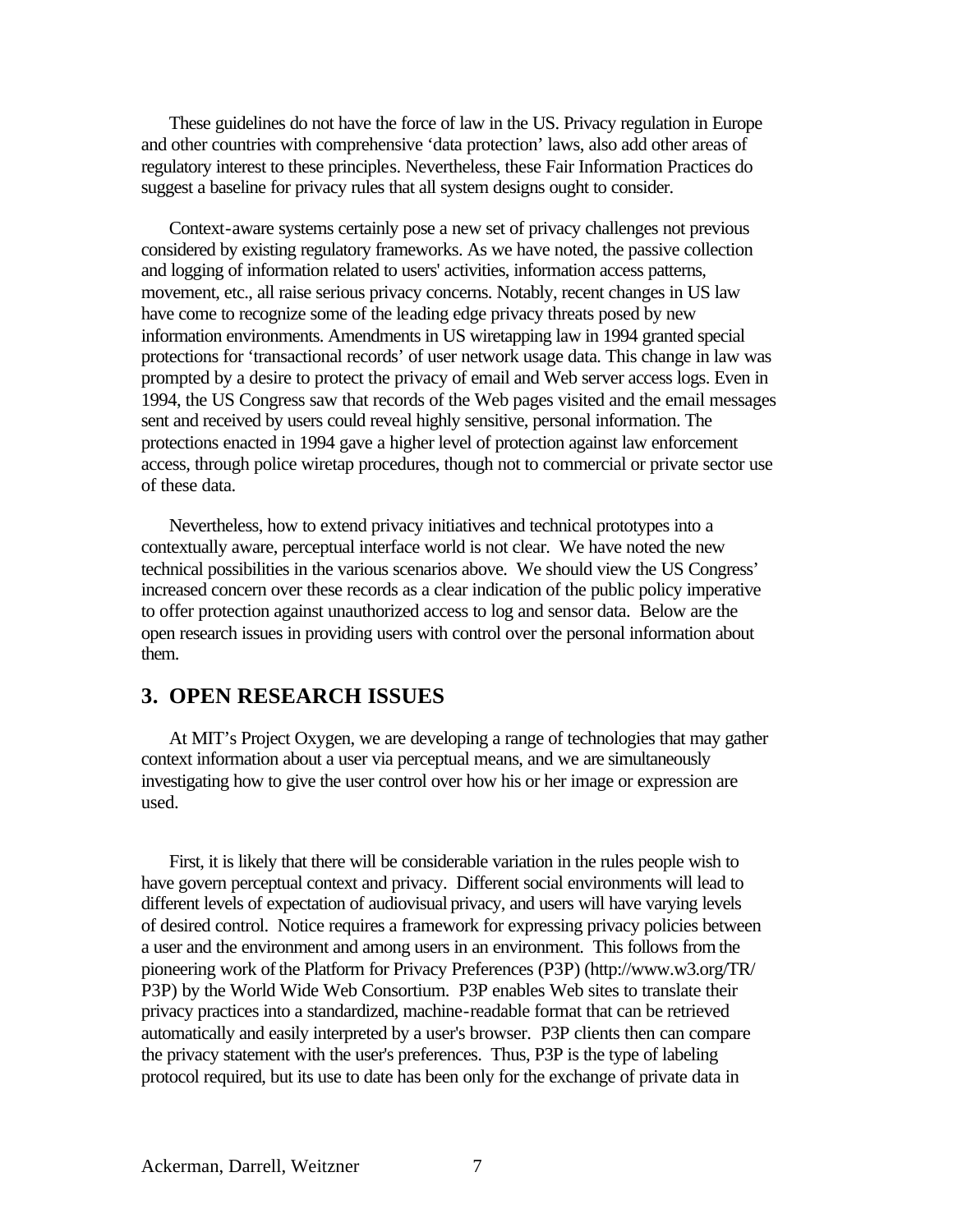These guidelines do not have the force of law in the US. Privacy regulation in Europe and other countries with comprehensive 'data protection' laws, also add other areas of regulatory interest to these principles. Nevertheless, these Fair Information Practices do suggest a baseline for privacy rules that all system designs ought to consider.

Context-aware systems certainly pose a new set of privacy challenges not previous considered by existing regulatory frameworks. As we have noted, the passive collection and logging of information related to users' activities, information access patterns, movement, etc., all raise serious privacy concerns. Notably, recent changes in US law have come to recognize some of the leading edge privacy threats posed by new information environments. Amendments in US wiretapping law in 1994 granted special protections for 'transactional records' of user network usage data. This change in law was prompted by a desire to protect the privacy of email and Web server access logs. Even in 1994, the US Congress saw that records of the Web pages visited and the email messages sent and received by users could reveal highly sensitive, personal information. The protections enacted in 1994 gave a higher level of protection against law enforcement access, through police wiretap procedures, though not to commercial or private sector use of these data.

Nevertheless, how to extend privacy initiatives and technical prototypes into a contextually aware, perceptual interface world is not clear. We have noted the new technical possibilities in the various scenarios above. We should view the US Congress' increased concern over these records as a clear indication of the public policy imperative to offer protection against unauthorized access to log and sensor data. Below are the open research issues in providing users with control over the personal information about them.

## 3. OPEN RESEARCH ISSUES

At MIT's Project Oxygen, we are developing a range of technologies that may gather context information about a user via perceptual means, and we are simultaneously investigating how to give the user control over how his or her image or expression are used.

First, it is likely that there will be considerable variation in the rules people wish to have govern perceptual context and privacy. Different social environments will lead to different levels of expectation of audiovisual privacy, and users will have varying levels of desired control. Notice requires a framework for expressing privacy policies between a user and the environment and among users in an environment. This follows from the pioneering work of the Platform for Privacy Preferences (P3P) (http://www.w3.org/TR/P3P) by the World Wide Web Consortium. P3P enables Web sites to translate their privacy practices into a standardized, machine-readable format that can be retrieved automatically and easily interpreted by a user's browser. P3P clients then can compare the privacy statement with the user's preferences. Thus, P3P is the type of labeling protocol required, but its use to date has been only for the exchange of private data in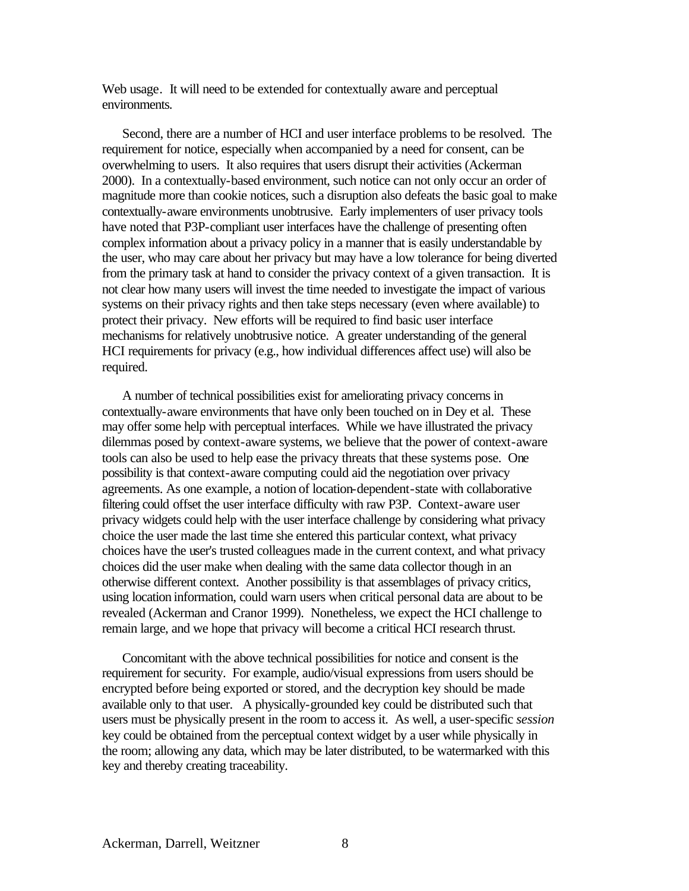Web usage. It will need to be extended for contextually aware and perceptual environments.

Second, there are a number of HCI and user interface problems to be resolved. The requirement for notice, especially when accompanied by a need for consent, can be overwhelming to users. It also requires that users disrupt their activities (Ackerman 2000). In a contextually-based environment, such notice can not only occur an order of magnitude more than cookie notices, such a disruption also defeats the basic goal to make contextually-aware environments unobtrusive. Early implementers of user privacy tools have noted that P3P-compliant user interfaces have the challenge of presenting often complex information about a privacy policy in a manner that is easily understandable by the user, who may care about her privacy but may have a low tolerance for being diverted from the primary task at hand to consider the privacy context of a given transaction. It is not clear how many users will invest the time needed to investigate the impact of various systems on their privacy rights and then take steps necessary (even where available) to protect their privacy. New efforts will be required to find basic user interface mechanisms for relatively unobtrusive notice. A greater understanding of the general HCI requirements for privacy (e.g., how individual differences affect use) will also be required.

A number of technical possibilities exist for ameliorating privacy concerns in contextually-aware environments that have only been touched on in Dey et al. These may offer some help with perceptual interfaces. While we have illustrated the privacy dilemmas posed by context-aware systems, we believe that the power of context-aware tools can also be used to help ease the privacy threats that these systems pose. One possibility is that context-aware computing could aid the negotiation over privacy agreements. As one example, a notion of location-dependent-state with collaborative filtering could offset the user interface difficulty with raw P3P. Context-aware user privacy widgets could help with the user interface challenge by considering what privacy choice the user made the last time she entered this particular context, what privacy choices have the user's trusted colleagues made in the current context, and what privacy choices did the user make when dealing with the same data collector though in an otherwise different context. Another possibility is that assemblages of privacy critics, using location information, could warn users when critical personal data are about to be revealed (Ackerman and Cranor 1999). Nonetheless, we expect the HCI challenge to remain large, and we hope that privacy will become a critical HCI research thrust.

Concomitant with the above technical possibilities for notice and consent is the requirement for security. For example, audio/visual expressions from users should be encrypted before being exported or stored, and the decryption key should be made available only to that user. A physically-grounded key could be distributed such that users must be physically present in the room to access it. As well, a user-specific *session* key could be obtained from the perceptual context widget by a user while physically in the room; allowing any data, which may be later distributed, to be watermarked with this key and thereby creating traceability.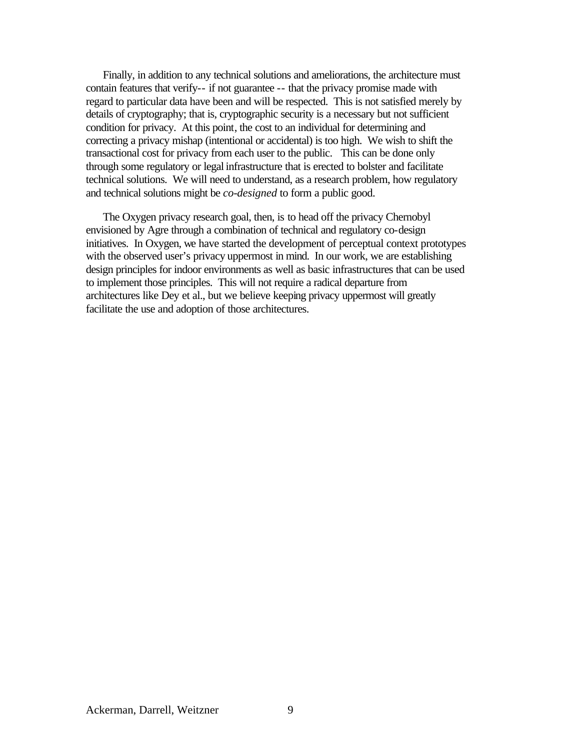Finally, in addition to any technical solutions and ameliorations, the architecture must contain features that verify-- if not guarantee -- that the privacy promise made with regard to particular data have been and will be respected. This is not satisfied merely by details of cryptography; that is, cryptographic security is a necessary but not sufficient condition for privacy. At this point, the cost to an individual for determining and correcting a privacy mishap (intentional or accidental) is too high. We wish to shift the transactional cost for privacy from each user to the public. This can be done only through some regulatory or legal infrastructure that is erected to bolster and facilitate technical solutions. We will need to understand, as a research problem, how regulatory and technical solutions might be *co-designed* to form a public good.

The Oxygen privacy research goal, then, is to head off the privacy Chernobyl envisioned by Agre through a combination of technical and regulatory co-design initiatives. In Oxygen, we have started the development of perceptual context prototypes with the observed user's privacy uppermost in mind. In our work, we are establishing design principles for indoor environments as well as basic infrastructures that can be used to implement those principles. This will not require a radical departure from architectures like Dey et al., but we believe keeping privacy uppermost will greatly facilitate the use and adoption of those architectures.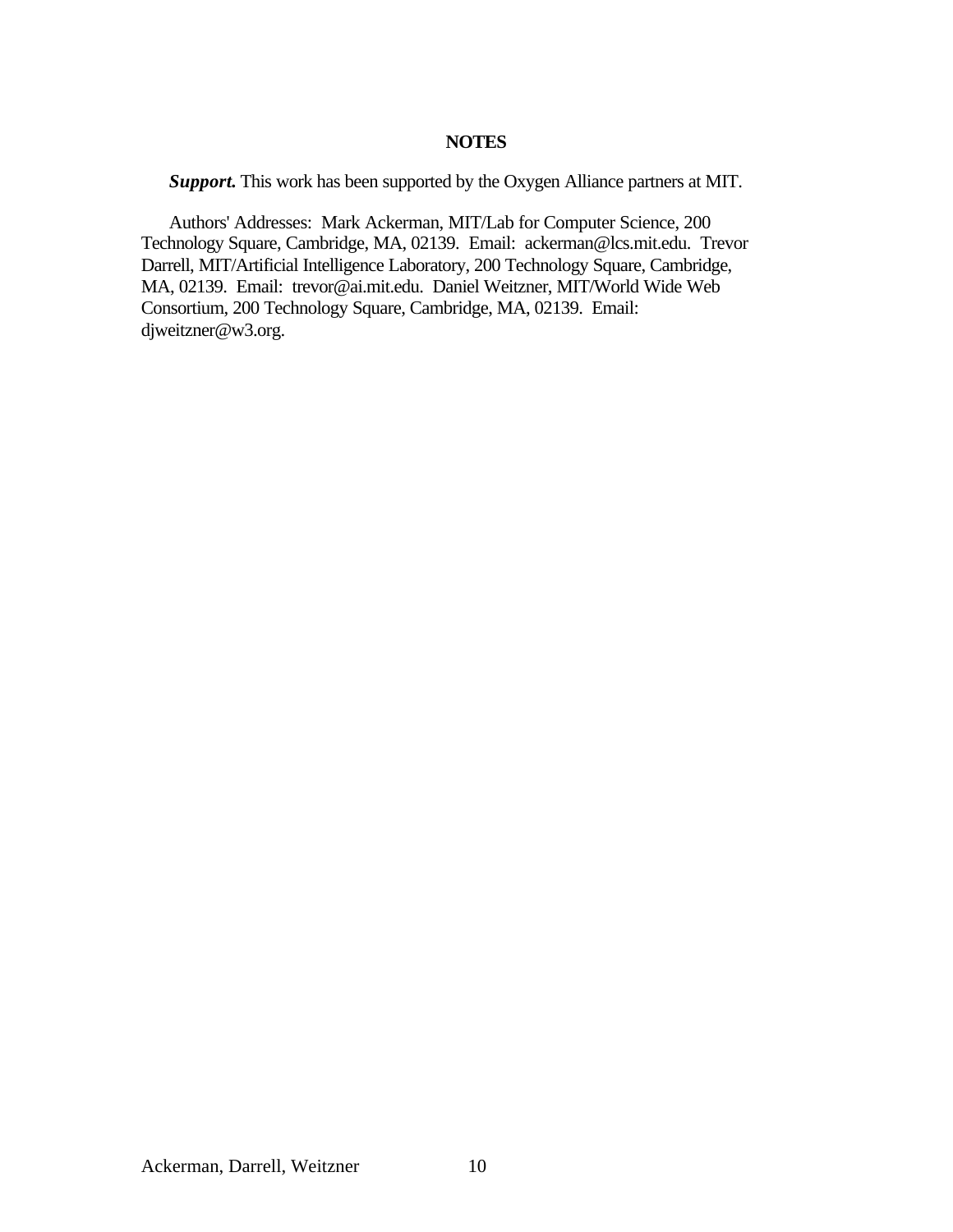## NOTES

***Support.*** This work has been supported by the Oxygen Alliance partners at MIT.

Authors' Addresses: Mark Ackerman, MIT/Lab for Computer Science, 200 Technology Square, Cambridge, MA, 02139. Email: ackerman@lcs.mit.edu. Trevor Darrell, MIT/Artificial Intelligence Laboratory, 200 Technology Square, Cambridge, MA, 02139. Email: trevor@ai.mit.edu. Daniel Weitzner, MIT/World Wide Web Consortium, 200 Technology Square, Cambridge, MA, 02139. Email: djweitzner@w3.org.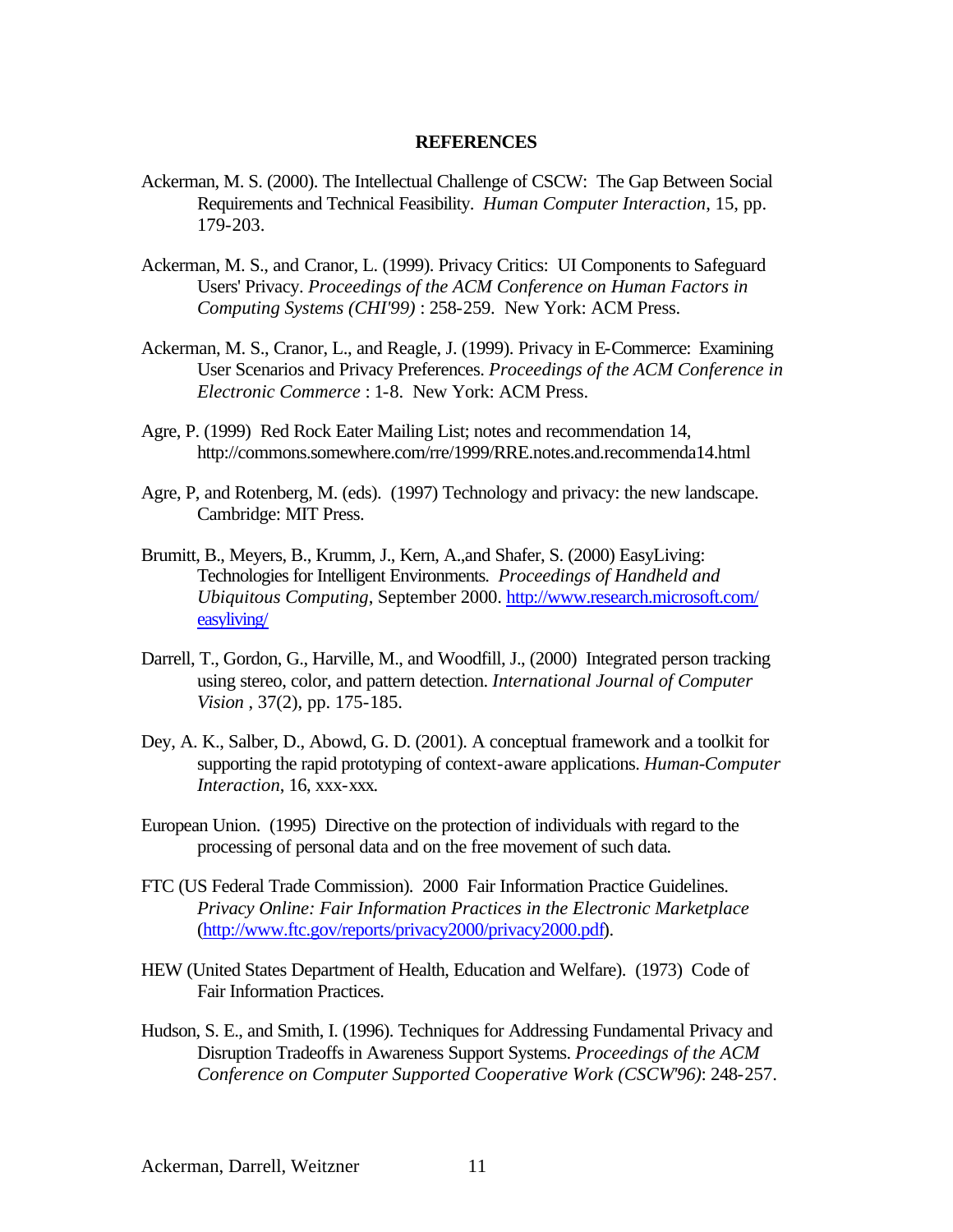## REFERENCES

Ackerman, M. S. (2000). The Intellectual Challenge of CSCW: The Gap Between Social Requirements and Technical Feasibility. *Human Computer Interaction*, 15, pp. 179-203.

Ackerman, M. S., and Cranor, L. (1999). Privacy Critics: UI Components to Safeguard Users' Privacy. *Proceedings of the ACM Conference on Human Factors in Computing Systems (CHI'99)* : 258-259. New York: ACM Press.

Ackerman, M. S., Cranor, L., and Reagle, J. (1999). Privacy in E-Commerce: Examining User Scenarios and Privacy Preferences. *Proceedings of the ACM Conference in Electronic Commerce* : 1-8. New York: ACM Press.

Agre, P. (1999) Red Rock Eater Mailing List; notes and recommendation 14, http://commons.somewhere.com/rre/1999/RRE.notes.and.recommenda14.html

Agre, P, and Rotenberg, M. (eds). (1997) Technology and privacy: the new landscape. Cambridge: MIT Press.

Brumitt, B., Meyers, B., Krumm, J., Kern, A.,and Shafer, S. (2000) EasyLiving: Technologies for Intelligent Environments. *Proceedings of Handheld and Ubiquitous Computing*, September 2000. http://www.research.microsoft.com/easyliving/

Darrell, T., Gordon, G., Harville, M., and Woodfill, J., (2000) Integrated person tracking using stereo, color, and pattern detection. *International Journal of Computer Vision* , 37(2), pp. 175-185.

Dey, A. K., Salber, D., Abowd, G. D. (2001). A conceptual framework and a toolkit for supporting the rapid prototyping of context-aware applications. *Human-Computer Interaction*, 16, xxx-xxx.

European Union. (1995) Directive on the protection of individuals with regard to the processing of personal data and on the free movement of such data.

FTC (US Federal Trade Commission). 2000 Fair Information Practice Guidelines. *Privacy Online: Fair Information Practices in the Electronic Marketplace* (http://www.ftc.gov/reports/privacy2000/privacy2000.pdf).

HEW (United States Department of Health, Education and Welfare). (1973) Code of Fair Information Practices.

Hudson, S. E., and Smith, I. (1996). Techniques for Addressing Fundamental Privacy and Disruption Tradeoffs in Awareness Support Systems. *Proceedings of the ACM Conference on Computer Supported Cooperative Work (CSCW'96)*: 248-257.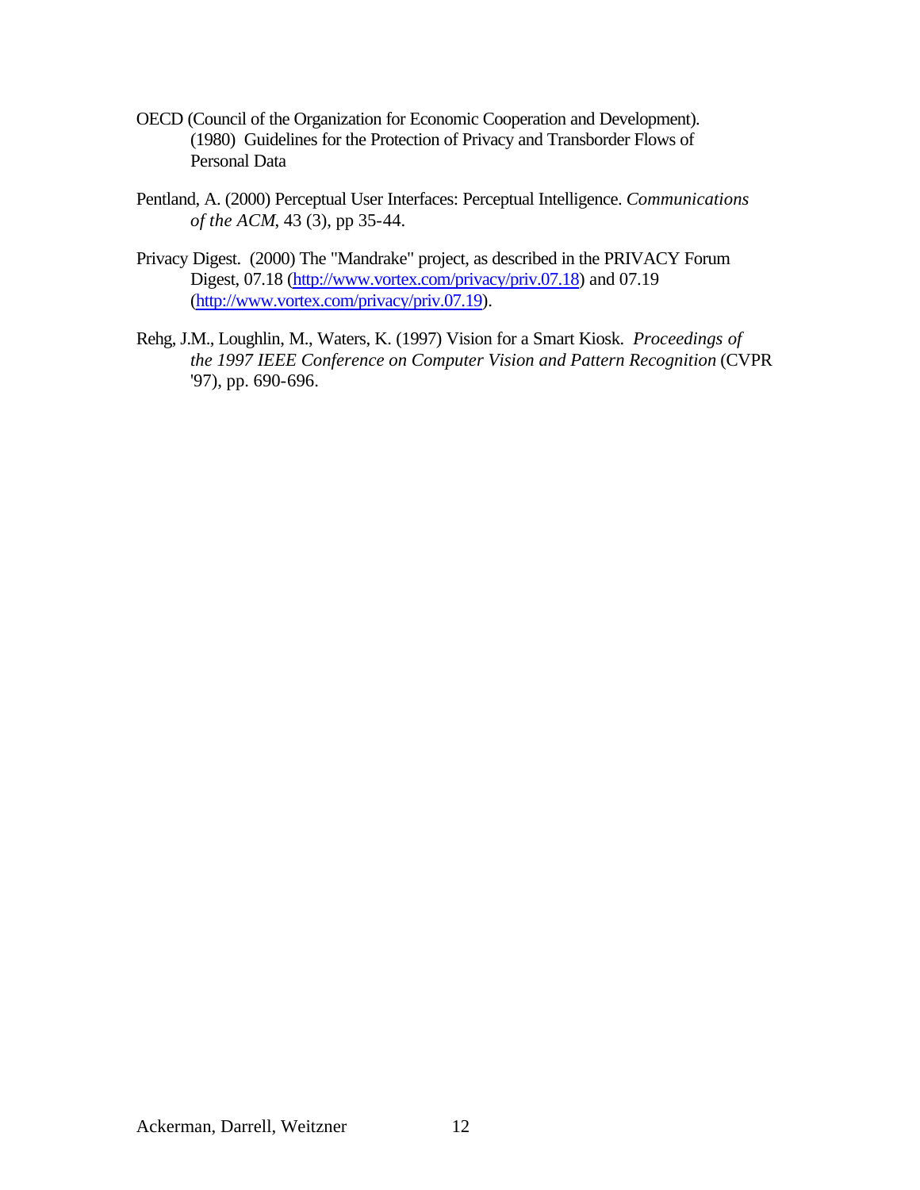OECD (Council of the Organization for Economic Cooperation and Development). (1980) Guidelines for the Protection of Privacy and Transborder Flows of Personal Data

Pentland, A. (2000) Perceptual User Interfaces: Perceptual Intelligence. *Communications of the ACM*, 43 (3), pp 35-44.

Privacy Digest. (2000) The "Mandrake" project, as described in the PRIVACY Forum Digest, 07.18 (http://www.vortex.com/privacy/priv.07.18) and 07.19 (http://www.vortex.com/privacy/priv.07.19).

Rehg, J.M., Loughlin, M., Waters, K. (1997) Vision for a Smart Kiosk. *Proceedings of the 1997 IEEE Conference on Computer Vision and Pattern Recognition* (CVPR '97), pp. 690-696.